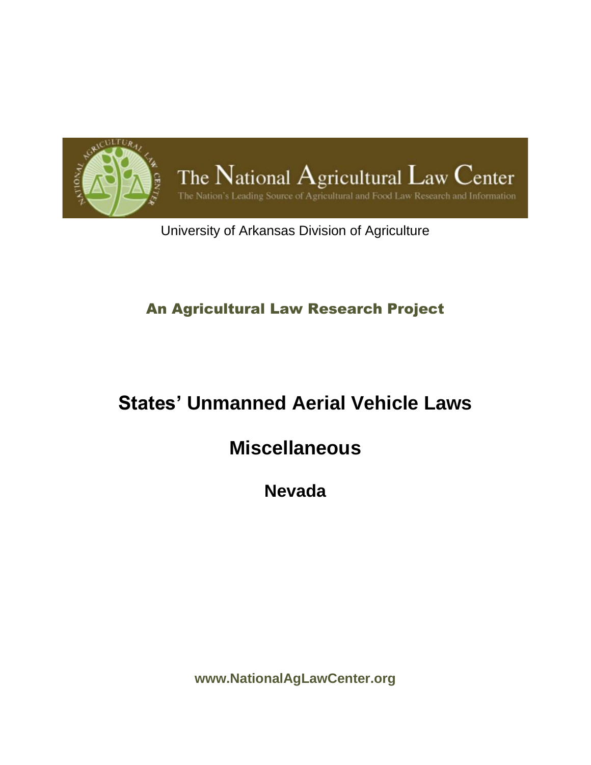The National Agricultural Law Center

The Nation's Leading Source of Agricultural and Food Law Research and Information

University of Arkansas Division of Agriculture

## An Agricultural Law Research Project

# States' Unmanned Aerial Vehicle Laws

# Miscellaneous

## Nevada

**www.NationalAgLawCenter.org**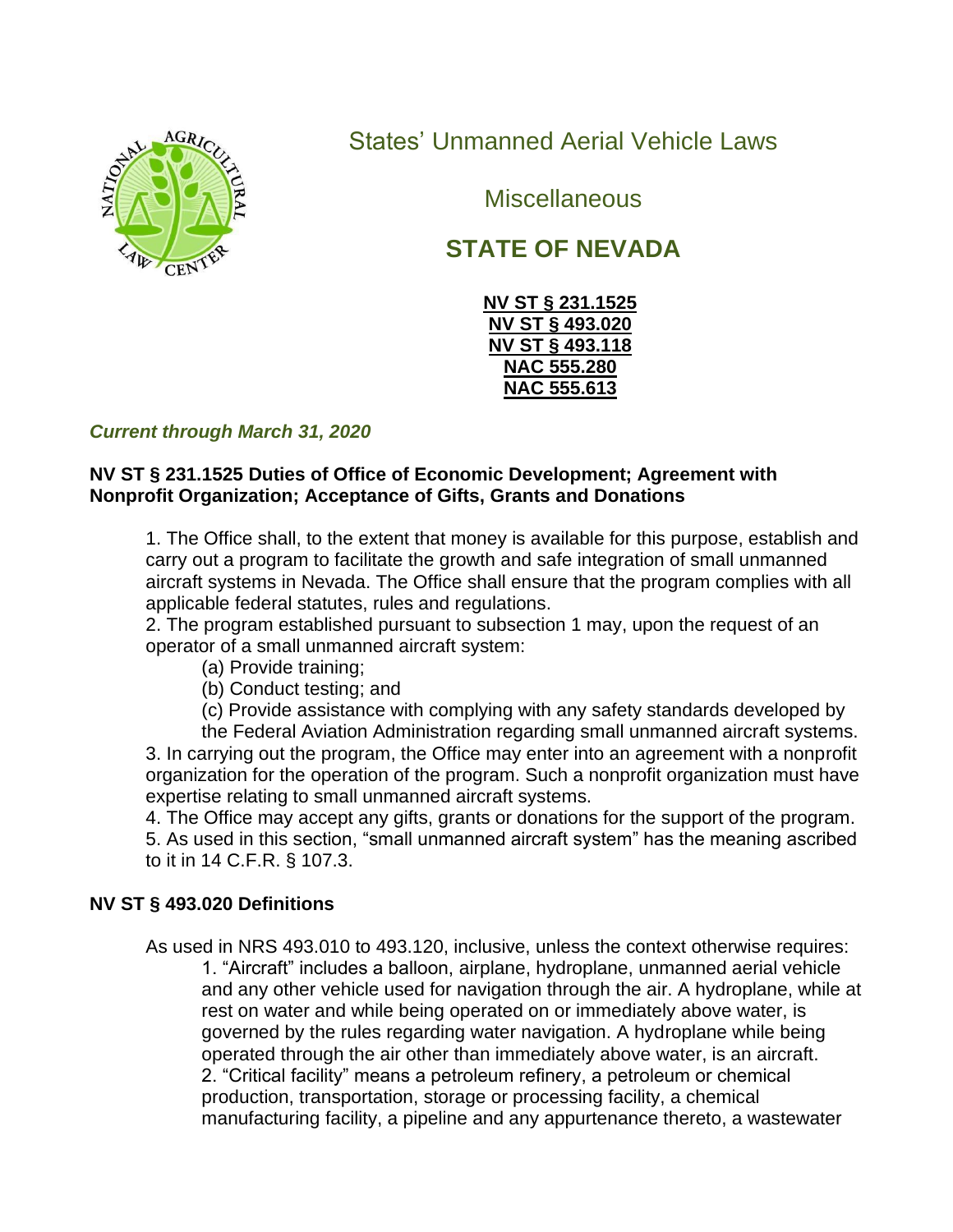# States' Unmanned Aerial Vehicle Laws

## Miscellaneous

## STATE OF NEVADA

**NV ST § 231.1525**
**NV ST § 493.020**
**NV ST § 493.118**
**NAC 555.280**
**NAC 555.613**

***Current through March 31, 2020***

### NV ST § 231.1525 Duties of Office of Economic Development; Agreement with Nonprofit Organization; Acceptance of Gifts, Grants and Donations

1. The Office shall, to the extent that money is available for this purpose, establish and carry out a program to facilitate the growth and safe integration of small unmanned aircraft systems in Nevada. The Office shall ensure that the program complies with all applicable federal statutes, rules and regulations.
2. The program established pursuant to subsection 1 may, upon the request of an operator of a small unmanned aircraft system:
   (a) Provide training;
   (b) Conduct testing; and
   (c) Provide assistance with complying with any safety standards developed by the Federal Aviation Administration regarding small unmanned aircraft systems.
3. In carrying out the program, the Office may enter into an agreement with a nonprofit organization for the operation of the program. Such a nonprofit organization must have expertise relating to small unmanned aircraft systems.
4. The Office may accept any gifts, grants or donations for the support of the program.
5. As used in this section, "small unmanned aircraft system" has the meaning ascribed to it in 14 C.F.R. § 107.3.

### NV ST § 493.020 Definitions

As used in NRS 493.010 to 493.120, inclusive, unless the context otherwise requires:

1. "Aircraft" includes a balloon, airplane, hydroplane, unmanned aerial vehicle and any other vehicle used for navigation through the air. A hydroplane, while at rest on water and while being operated on or immediately above water, is governed by the rules regarding water navigation. A hydroplane while being operated through the air other than immediately above water, is an aircraft.
2. "Critical facility" means a petroleum refinery, a petroleum or chemical production, transportation, storage or processing facility, a chemical manufacturing facility, a pipeline and any appurtenance thereto, a wastewater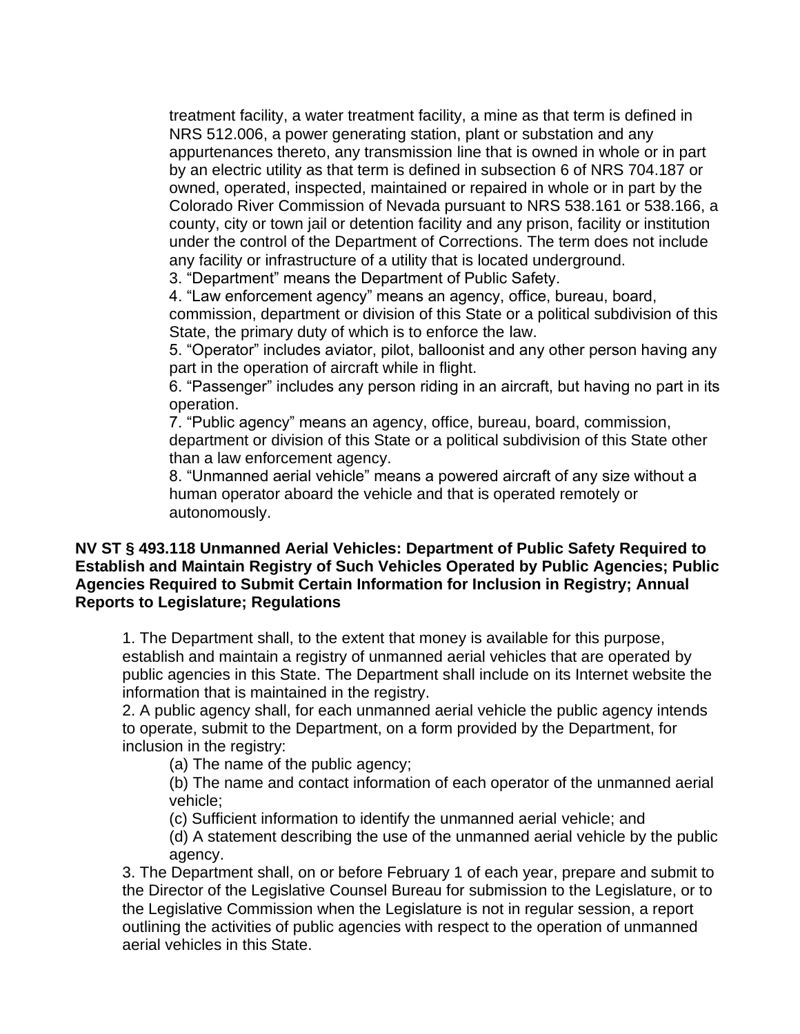treatment facility, a water treatment facility, a mine as that term is defined in NRS 512.006, a power generating station, plant or substation and any appurtenances thereto, any transmission line that is owned in whole or in part by an electric utility as that term is defined in subsection 6 of NRS 704.187 or owned, operated, inspected, maintained or repaired in whole or in part by the Colorado River Commission of Nevada pursuant to NRS 538.161 or 538.166, a county, city or town jail or detention facility and any prison, facility or institution under the control of the Department of Corrections. The term does not include any facility or infrastructure of a utility that is located underground.

3. "Department" means the Department of Public Safety.

4. "Law enforcement agency" means an agency, office, bureau, board, commission, department or division of this State or a political subdivision of this State, the primary duty of which is to enforce the law.

5. "Operator" includes aviator, pilot, balloonist and any other person having any part in the operation of aircraft while in flight.

6. "Passenger" includes any person riding in an aircraft, but having no part in its operation.

7. "Public agency" means an agency, office, bureau, board, commission, department or division of this State or a political subdivision of this State other than a law enforcement agency.

8. "Unmanned aerial vehicle" means a powered aircraft of any size without a human operator aboard the vehicle and that is operated remotely or autonomously.

**NV ST § 493.118 Unmanned Aerial Vehicles: Department of Public Safety Required to Establish and Maintain Registry of Such Vehicles Operated by Public Agencies; Public Agencies Required to Submit Certain Information for Inclusion in Registry; Annual Reports to Legislature; Regulations**

1. The Department shall, to the extent that money is available for this purpose, establish and maintain a registry of unmanned aerial vehicles that are operated by public agencies in this State. The Department shall include on its Internet website the information that is maintained in the registry.

2. A public agency shall, for each unmanned aerial vehicle the public agency intends to operate, submit to the Department, on a form provided by the Department, for inclusion in the registry:

   (a) The name of the public agency;

   (b) The name and contact information of each operator of the unmanned aerial vehicle;

   (c) Sufficient information to identify the unmanned aerial vehicle; and

   (d) A statement describing the use of the unmanned aerial vehicle by the public agency.

3. The Department shall, on or before February 1 of each year, prepare and submit to the Director of the Legislative Counsel Bureau for submission to the Legislature, or to the Legislative Commission when the Legislature is not in regular session, a report outlining the activities of public agencies with respect to the operation of unmanned aerial vehicles in this State.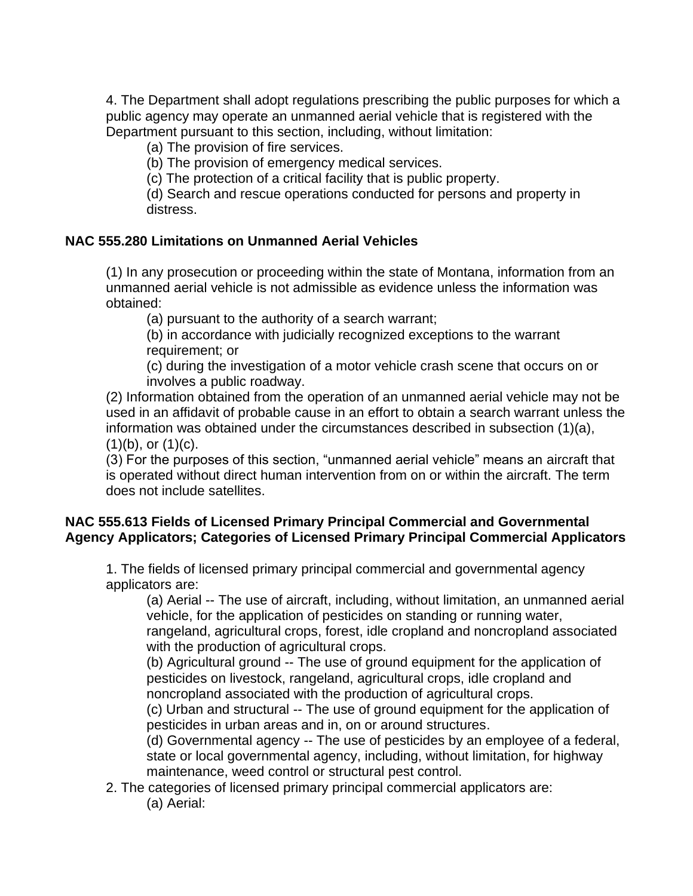4. The Department shall adopt regulations prescribing the public purposes for which a public agency may operate an unmanned aerial vehicle that is registered with the Department pursuant to this section, including, without limitation:

(a) The provision of fire services.

(b) The provision of emergency medical services.

(c) The protection of a critical facility that is public property.

(d) Search and rescue operations conducted for persons and property in distress.

**NAC 555.280 Limitations on Unmanned Aerial Vehicles**

(1) In any prosecution or proceeding within the state of Montana, information from an unmanned aerial vehicle is not admissible as evidence unless the information was obtained:

(a) pursuant to the authority of a search warrant;

(b) in accordance with judicially recognized exceptions to the warrant requirement; or

(c) during the investigation of a motor vehicle crash scene that occurs on or involves a public roadway.

(2) Information obtained from the operation of an unmanned aerial vehicle may not be used in an affidavit of probable cause in an effort to obtain a search warrant unless the information was obtained under the circumstances described in subsection (1)(a), (1)(b), or (1)(c).

(3) For the purposes of this section, "unmanned aerial vehicle" means an aircraft that is operated without direct human intervention from on or within the aircraft. The term does not include satellites.

**NAC 555.613 Fields of Licensed Primary Principal Commercial and Governmental Agency Applicators; Categories of Licensed Primary Principal Commercial Applicators**

1. The fields of licensed primary principal commercial and governmental agency applicators are:

(a) Aerial -- The use of aircraft, including, without limitation, an unmanned aerial vehicle, for the application of pesticides on standing or running water, rangeland, agricultural crops, forest, idle cropland and noncropland associated with the production of agricultural crops.

(b) Agricultural ground -- The use of ground equipment for the application of pesticides on livestock, rangeland, agricultural crops, idle cropland and noncropland associated with the production of agricultural crops.

(c) Urban and structural -- The use of ground equipment for the application of pesticides in urban areas and in, on or around structures.

(d) Governmental agency -- The use of pesticides by an employee of a federal, state or local governmental agency, including, without limitation, for highway maintenance, weed control or structural pest control.

2. The categories of licensed primary principal commercial applicators are:

(a) Aerial: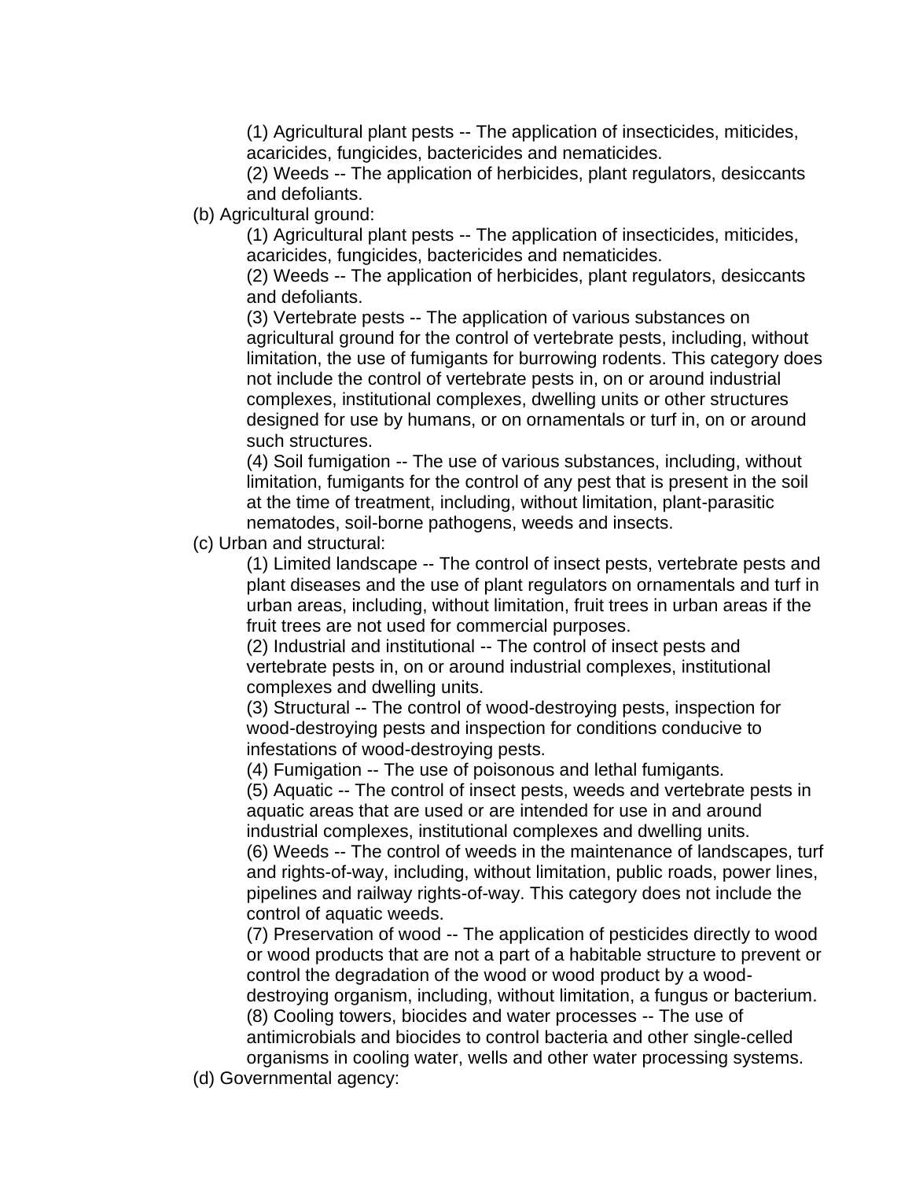(1) Agricultural plant pests -- The application of insecticides, miticides, acaricides, fungicides, bactericides and nematicides.

(2) Weeds -- The application of herbicides, plant regulators, desiccants and defoliants.

(b) Agricultural ground:

(1) Agricultural plant pests -- The application of insecticides, miticides, acaricides, fungicides, bactericides and nematicides.

(2) Weeds -- The application of herbicides, plant regulators, desiccants and defoliants.

(3) Vertebrate pests -- The application of various substances on agricultural ground for the control of vertebrate pests, including, without limitation, the use of fumigants for burrowing rodents. This category does not include the control of vertebrate pests in, on or around industrial complexes, institutional complexes, dwelling units or other structures designed for use by humans, or on ornamentals or turf in, on or around such structures.

(4) Soil fumigation -- The use of various substances, including, without limitation, fumigants for the control of any pest that is present in the soil at the time of treatment, including, without limitation, plant-parasitic nematodes, soil-borne pathogens, weeds and insects.

(c) Urban and structural:

(1) Limited landscape -- The control of insect pests, vertebrate pests and plant diseases and the use of plant regulators on ornamentals and turf in urban areas, including, without limitation, fruit trees in urban areas if the fruit trees are not used for commercial purposes.

(2) Industrial and institutional -- The control of insect pests and vertebrate pests in, on or around industrial complexes, institutional complexes and dwelling units.

(3) Structural -- The control of wood-destroying pests, inspection for wood-destroying pests and inspection for conditions conducive to infestations of wood-destroying pests.

(4) Fumigation -- The use of poisonous and lethal fumigants.

(5) Aquatic -- The control of insect pests, weeds and vertebrate pests in aquatic areas that are used or are intended for use in and around industrial complexes, institutional complexes and dwelling units.

(6) Weeds -- The control of weeds in the maintenance of landscapes, turf and rights-of-way, including, without limitation, public roads, power lines, pipelines and railway rights-of-way. This category does not include the control of aquatic weeds.

(7) Preservation of wood -- The application of pesticides directly to wood or wood products that are not a part of a habitable structure to prevent or control the degradation of the wood or wood product by a wood-destroying organism, including, without limitation, a fungus or bacterium.

(8) Cooling towers, biocides and water processes -- The use of antimicrobials and biocides to control bacteria and other single-celled organisms in cooling water, wells and other water processing systems.

(d) Governmental agency: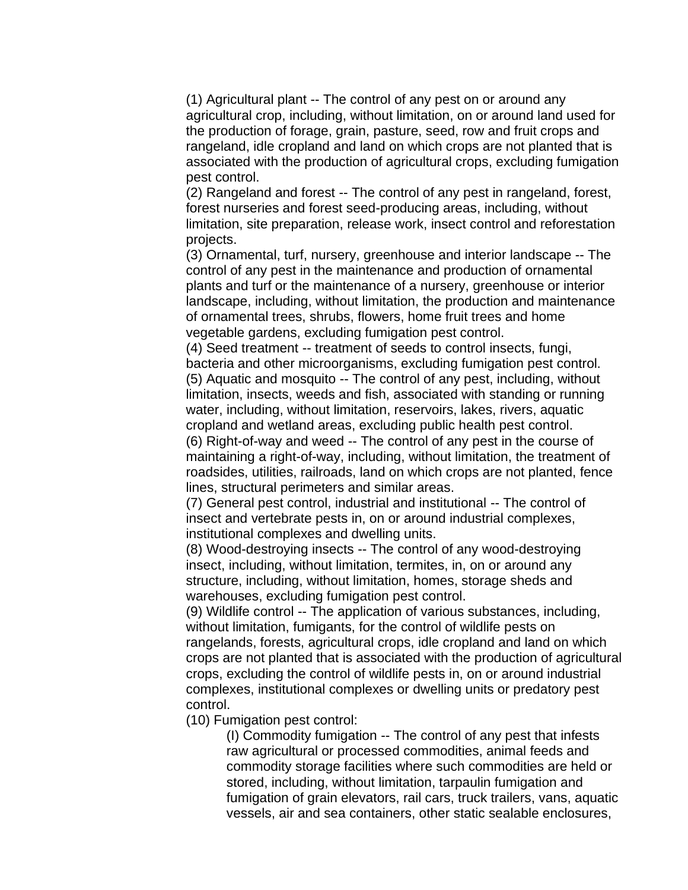(1) Agricultural plant -- The control of any pest on or around any agricultural crop, including, without limitation, on or around land used for the production of forage, grain, pasture, seed, row and fruit crops and rangeland, idle cropland and land on which crops are not planted that is associated with the production of agricultural crops, excluding fumigation pest control.

(2) Rangeland and forest -- The control of any pest in rangeland, forest, forest nurseries and forest seed-producing areas, including, without limitation, site preparation, release work, insect control and reforestation projects.

(3) Ornamental, turf, nursery, greenhouse and interior landscape -- The control of any pest in the maintenance and production of ornamental plants and turf or the maintenance of a nursery, greenhouse or interior landscape, including, without limitation, the production and maintenance of ornamental trees, shrubs, flowers, home fruit trees and home vegetable gardens, excluding fumigation pest control.

(4) Seed treatment -- treatment of seeds to control insects, fungi, bacteria and other microorganisms, excluding fumigation pest control.

(5) Aquatic and mosquito -- The control of any pest, including, without limitation, insects, weeds and fish, associated with standing or running water, including, without limitation, reservoirs, lakes, rivers, aquatic cropland and wetland areas, excluding public health pest control.

(6) Right-of-way and weed -- The control of any pest in the course of maintaining a right-of-way, including, without limitation, the treatment of roadsides, utilities, railroads, land on which crops are not planted, fence lines, structural perimeters and similar areas.

(7) General pest control, industrial and institutional -- The control of insect and vertebrate pests in, on or around industrial complexes, institutional complexes and dwelling units.

(8) Wood-destroying insects -- The control of any wood-destroying insect, including, without limitation, termites, in, on or around any structure, including, without limitation, homes, storage sheds and warehouses, excluding fumigation pest control.

(9) Wildlife control -- The application of various substances, including, without limitation, fumigants, for the control of wildlife pests on rangelands, forests, agricultural crops, idle cropland and land on which crops are not planted that is associated with the production of agricultural crops, excluding the control of wildlife pests in, on or around industrial complexes, institutional complexes or dwelling units or predatory pest control.

(10) Fumigation pest control:

(I) Commodity fumigation -- The control of any pest that infests raw agricultural or processed commodities, animal feeds and commodity storage facilities where such commodities are held or stored, including, without limitation, tarpaulin fumigation and fumigation of grain elevators, rail cars, truck trailers, vans, aquatic vessels, air and sea containers, other static sealable enclosures,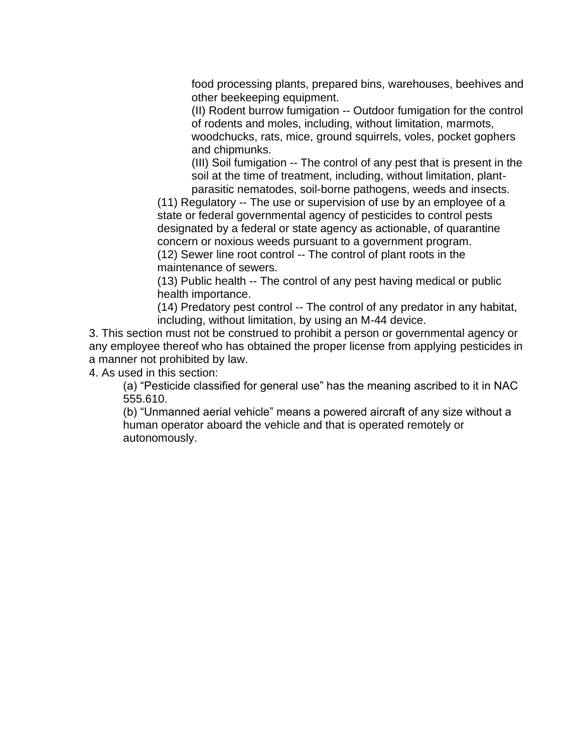food processing plants, prepared bins, warehouses, beehives and other beekeeping equipment.

(II) Rodent burrow fumigation -- Outdoor fumigation for the control of rodents and moles, including, without limitation, marmots, woodchucks, rats, mice, ground squirrels, voles, pocket gophers and chipmunks.

(III) Soil fumigation -- The control of any pest that is present in the soil at the time of treatment, including, without limitation, plant-parasitic nematodes, soil-borne pathogens, weeds and insects.

(11) Regulatory -- The use or supervision of use by an employee of a state or federal governmental agency of pesticides to control pests designated by a federal or state agency as actionable, of quarantine concern or noxious weeds pursuant to a government program.

(12) Sewer line root control -- The control of plant roots in the maintenance of sewers.

(13) Public health -- The control of any pest having medical or public health importance.

(14) Predatory pest control -- The control of any predator in any habitat, including, without limitation, by using an M-44 device.

3. This section must not be construed to prohibit a person or governmental agency or any employee thereof who has obtained the proper license from applying pesticides in a manner not prohibited by law.

4. As used in this section:

(a) “Pesticide classified for general use” has the meaning ascribed to it in NAC 555.610.

(b) “Unmanned aerial vehicle” means a powered aircraft of any size without a human operator aboard the vehicle and that is operated remotely or autonomously.